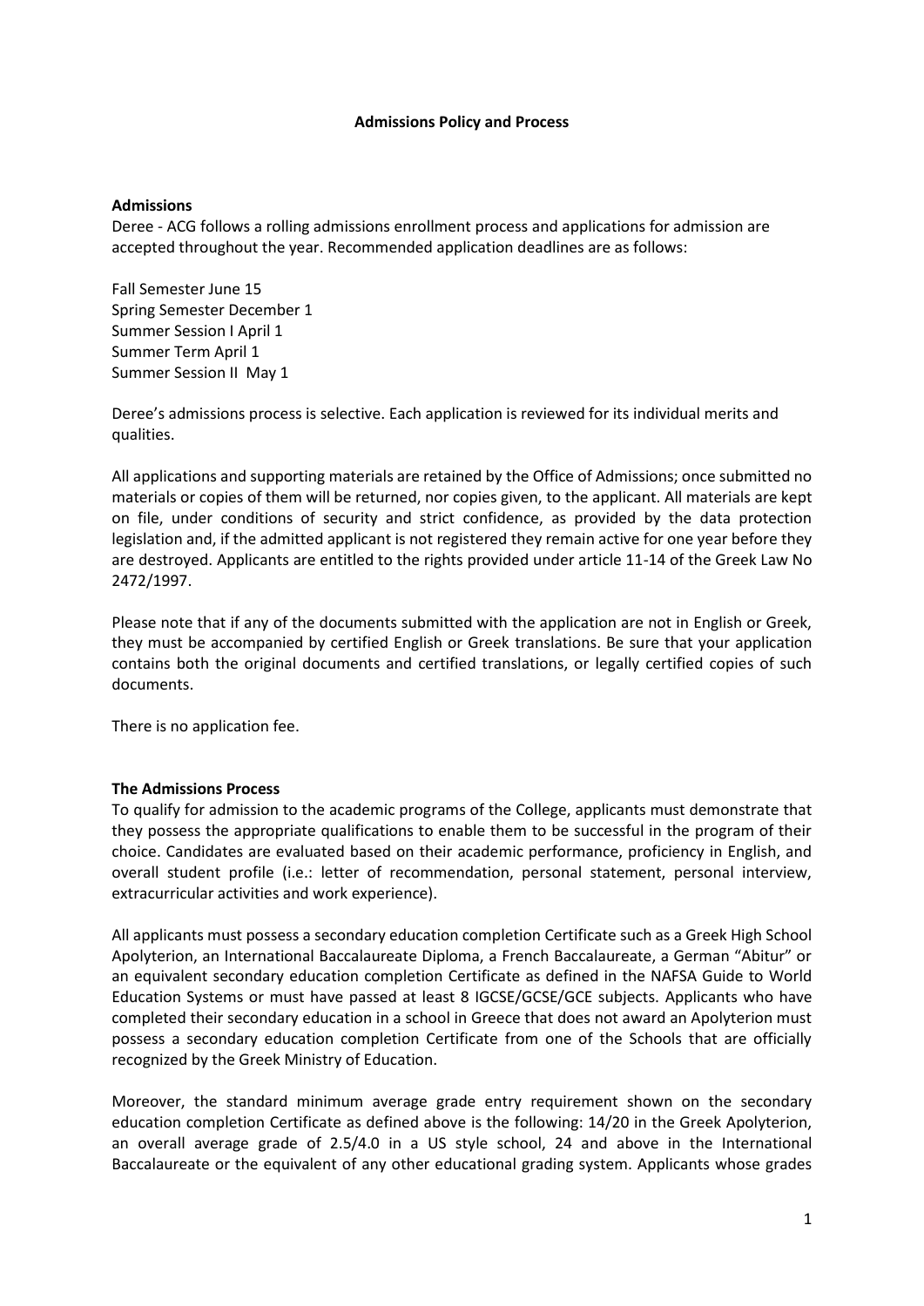**Admissions Policy and Process**

**Admissions**

Deree - ACG follows a rolling admissions enrollment process and applications for admission are accepted throughout the year. Recommended application deadlines are as follows:

Fall Semester June 15
Spring Semester December 1
Summer Session I April 1
Summer Term April 1
Summer Session II May 1

Deree's admissions process is selective. Each application is reviewed for its individual merits and qualities.

All applications and supporting materials are retained by the Office of Admissions; once submitted no materials or copies of them will be returned, nor copies given, to the applicant. All materials are kept on file, under conditions of security and strict confidence, as provided by the data protection legislation and, if the admitted applicant is not registered they remain active for one year before they are destroyed. Applicants are entitled to the rights provided under article 11-14 of the Greek Law No 2472/1997.

Please note that if any of the documents submitted with the application are not in English or Greek, they must be accompanied by certified English or Greek translations. Be sure that your application contains both the original documents and certified translations, or legally certified copies of such documents.

There is no application fee.

**The Admissions Process**

To qualify for admission to the academic programs of the College, applicants must demonstrate that they possess the appropriate qualifications to enable them to be successful in the program of their choice. Candidates are evaluated based on their academic performance, proficiency in English, and overall student profile (i.e.: letter of recommendation, personal statement, personal interview, extracurricular activities and work experience).

All applicants must possess a secondary education completion Certificate such as a Greek High School Apolyterion, an International Baccalaureate Diploma, a French Baccalaureate, a German "Abitur" or an equivalent secondary education completion Certificate as defined in the NAFSA Guide to World Education Systems or must have passed at least 8 IGCSE/GCSE/GCE subjects. Applicants who have completed their secondary education in a school in Greece that does not award an Apolyterion must possess a secondary education completion Certificate from one of the Schools that are officially recognized by the Greek Ministry of Education.

Moreover, the standard minimum average grade entry requirement shown on the secondary education completion Certificate as defined above is the following: 14/20 in the Greek Apolyterion, an overall average grade of 2.5/4.0 in a US style school, 24 and above in the International Baccalaureate or the equivalent of any other educational grading system. Applicants whose grades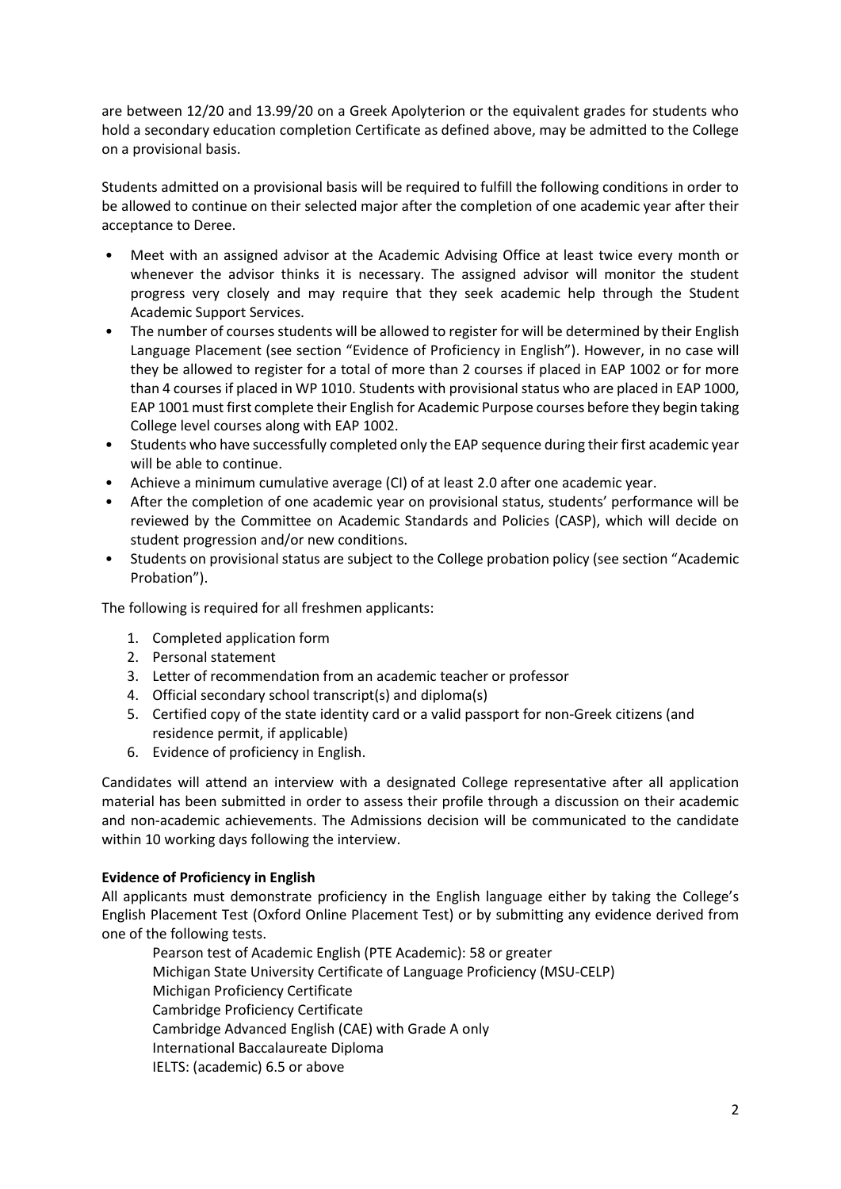are between 12/20 and 13.99/20 on a Greek Apolyterion or the equivalent grades for students who hold a secondary education completion Certificate as defined above, may be admitted to the College on a provisional basis.

Students admitted on a provisional basis will be required to fulfill the following conditions in order to be allowed to continue on their selected major after the completion of one academic year after their acceptance to Deree.

- Meet with an assigned advisor at the Academic Advising Office at least twice every month or whenever the advisor thinks it is necessary. The assigned advisor will monitor the student progress very closely and may require that they seek academic help through the Student Academic Support Services.
- The number of courses students will be allowed to register for will be determined by their English Language Placement (see section "Evidence of Proficiency in English"). However, in no case will they be allowed to register for a total of more than 2 courses if placed in EAP 1002 or for more than 4 courses if placed in WP 1010. Students with provisional status who are placed in EAP 1000, EAP 1001 must first complete their English for Academic Purpose courses before they begin taking College level courses along with EAP 1002.
- Students who have successfully completed only the EAP sequence during their first academic year will be able to continue.
- Achieve a minimum cumulative average (CI) of at least 2.0 after one academic year.
- After the completion of one academic year on provisional status, students' performance will be reviewed by the Committee on Academic Standards and Policies (CASP), which will decide on student progression and/or new conditions.
- Students on provisional status are subject to the College probation policy (see section "Academic Probation").

The following is required for all freshmen applicants:

1. Completed application form
2. Personal statement
3. Letter of recommendation from an academic teacher or professor
4. Official secondary school transcript(s) and diploma(s)
5. Certified copy of the state identity card or a valid passport for non-Greek citizens (and residence permit, if applicable)
6. Evidence of proficiency in English.

Candidates will attend an interview with a designated College representative after all application material has been submitted in order to assess their profile through a discussion on their academic and non-academic achievements. The Admissions decision will be communicated to the candidate within 10 working days following the interview.

**Evidence of Proficiency in English**

All applicants must demonstrate proficiency in the English language either by taking the College's English Placement Test (Oxford Online Placement Test) or by submitting any evidence derived from one of the following tests.

Pearson test of Academic English (PTE Academic): 58 or greater
Michigan State University Certificate of Language Proficiency (MSU-CELP)
Michigan Proficiency Certificate
Cambridge Proficiency Certificate
Cambridge Advanced English (CAE) with Grade A only
International Baccalaureate Diploma
IELTS: (academic) 6.5 or above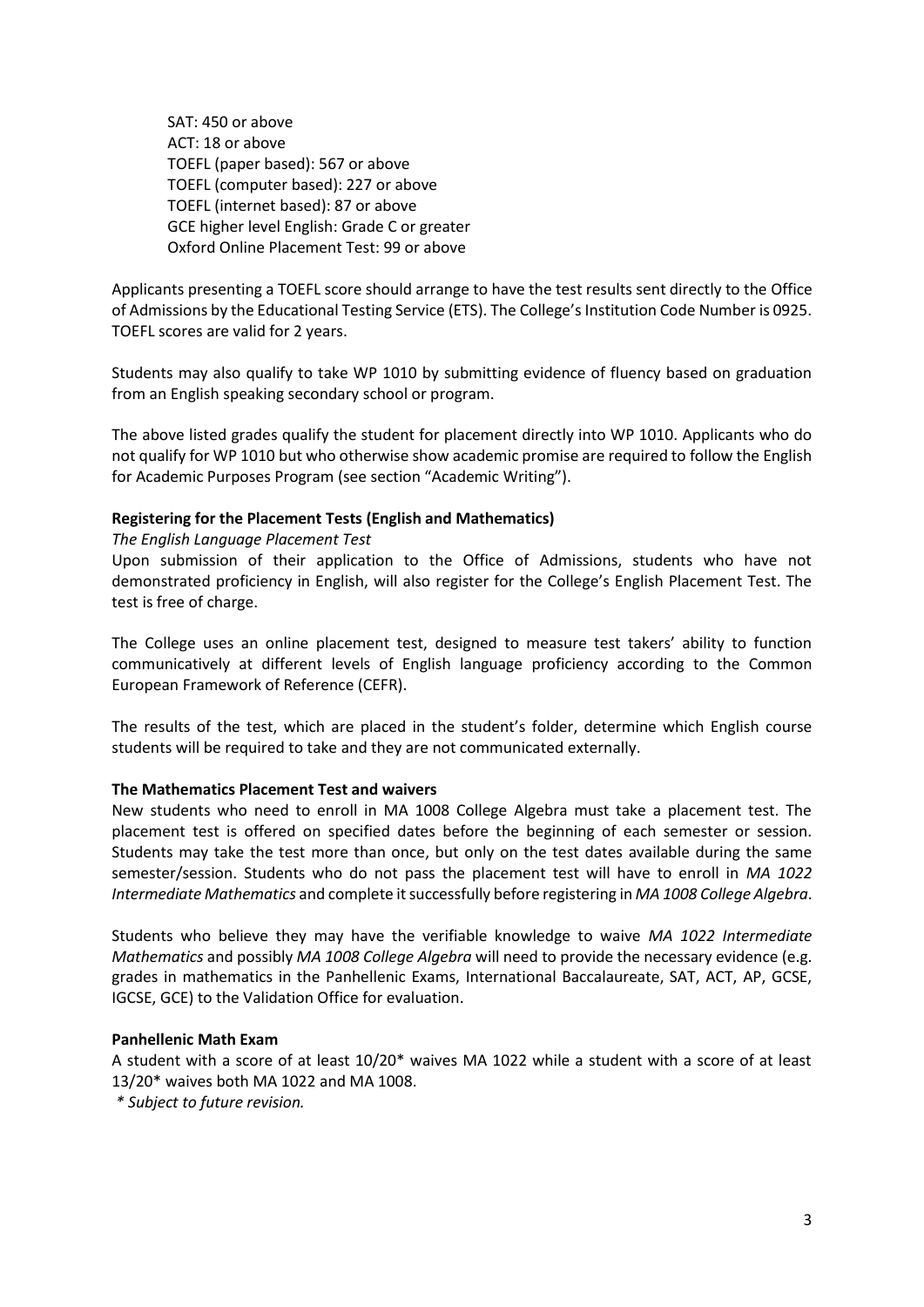SAT: 450 or above  
ACT: 18 or above  
TOEFL (paper based): 567 or above  
TOEFL (computer based): 227 or above  
TOEFL (internet based): 87 or above  
GCE higher level English: Grade C or greater  
Oxford Online Placement Test: 99 or above

Applicants presenting a TOEFL score should arrange to have the test results sent directly to the Office of Admissions by the Educational Testing Service (ETS). The College's Institution Code Number is 0925. TOEFL scores are valid for 2 years.

Students may also qualify to take WP 1010 by submitting evidence of fluency based on graduation from an English speaking secondary school or program.

The above listed grades qualify the student for placement directly into WP 1010. Applicants who do not qualify for WP 1010 but who otherwise show academic promise are required to follow the English for Academic Purposes Program (see section "Academic Writing").

**Registering for the Placement Tests (English and Mathematics)**

*The English Language Placement Test*

Upon submission of their application to the Office of Admissions, students who have not demonstrated proficiency in English, will also register for the College's English Placement Test. The test is free of charge.

The College uses an online placement test, designed to measure test takers' ability to function communicatively at different levels of English language proficiency according to the Common European Framework of Reference (CEFR).

The results of the test, which are placed in the student's folder, determine which English course students will be required to take and they are not communicated externally.

**The Mathematics Placement Test and waivers**

New students who need to enroll in MA 1008 College Algebra must take a placement test. The placement test is offered on specified dates before the beginning of each semester or session. Students may take the test more than once, but only on the test dates available during the same semester/session. Students who do not pass the placement test will have to enroll in *MA 1022 Intermediate Mathematics* and complete it successfully before registering in *MA 1008 College Algebra*.

Students who believe they may have the verifiable knowledge to waive *MA 1022 Intermediate Mathematics* and possibly *MA 1008 College Algebra* will need to provide the necessary evidence (e.g. grades in mathematics in the Panhellenic Exams, International Baccalaureate, SAT, ACT, AP, GCSE, IGCSE, GCE) to the Validation Office for evaluation.

**Panhellenic Math Exam**

A student with a score of at least 10/20* waives MA 1022 while a student with a score of at least 13/20* waives both MA 1022 and MA 1008.

*\* Subject to future revision.*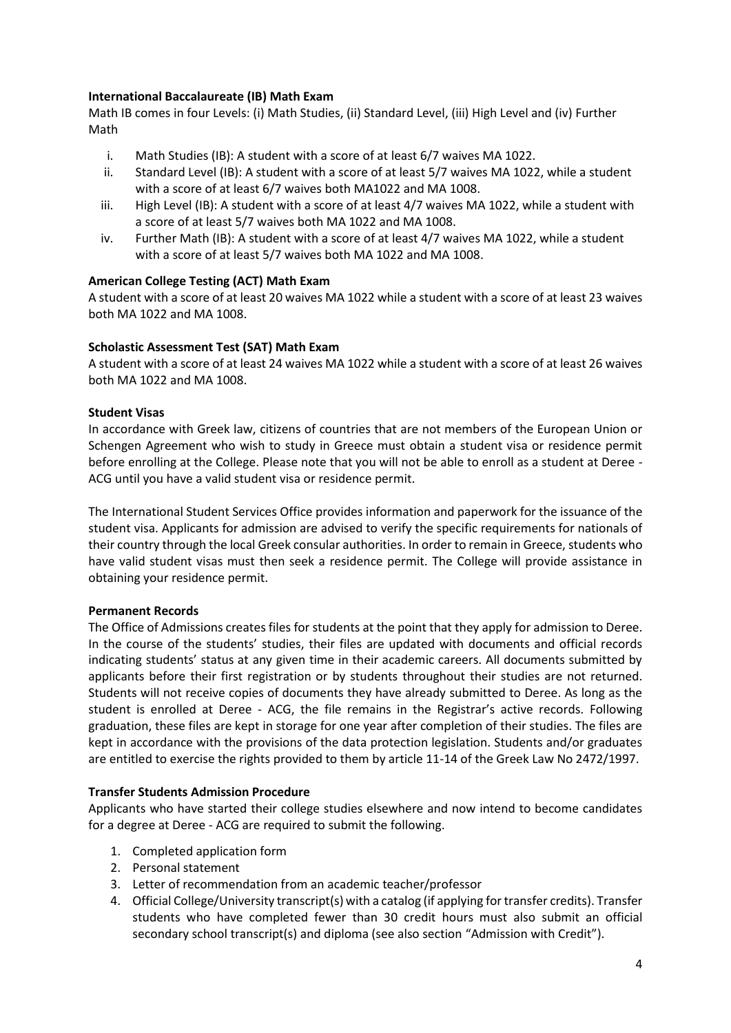**International Baccalaureate (IB) Math Exam**

Math IB comes in four Levels: (i) Math Studies, (ii) Standard Level, (iii) High Level and (iv) Further Math

i. Math Studies (IB): A student with a score of at least 6/7 waives MA 1022.
ii. Standard Level (IB): A student with a score of at least 5/7 waives MA 1022, while a student with a score of at least 6/7 waives both MA1022 and MA 1008.
iii. High Level (IB): A student with a score of at least 4/7 waives MA 1022, while a student with a score of at least 5/7 waives both MA 1022 and MA 1008.
iv. Further Math (IB): A student with a score of at least 4/7 waives MA 1022, while a student with a score of at least 5/7 waives both MA 1022 and MA 1008.

**American College Testing (ACT) Math Exam**

A student with a score of at least 20 waives MA 1022 while a student with a score of at least 23 waives both MA 1022 and MA 1008.

**Scholastic Assessment Test (SAT) Math Exam**

A student with a score of at least 24 waives MA 1022 while a student with a score of at least 26 waives both MA 1022 and MA 1008.

**Student Visas**

In accordance with Greek law, citizens of countries that are not members of the European Union or Schengen Agreement who wish to study in Greece must obtain a student visa or residence permit before enrolling at the College. Please note that you will not be able to enroll as a student at Deree - ACG until you have a valid student visa or residence permit.

The International Student Services Office provides information and paperwork for the issuance of the student visa. Applicants for admission are advised to verify the specific requirements for nationals of their country through the local Greek consular authorities. In order to remain in Greece, students who have valid student visas must then seek a residence permit. The College will provide assistance in obtaining your residence permit.

**Permanent Records**

The Office of Admissions creates files for students at the point that they apply for admission to Deree. In the course of the students' studies, their files are updated with documents and official records indicating students' status at any given time in their academic careers. All documents submitted by applicants before their first registration or by students throughout their studies are not returned. Students will not receive copies of documents they have already submitted to Deree. As long as the student is enrolled at Deree - ACG, the file remains in the Registrar's active records. Following graduation, these files are kept in storage for one year after completion of their studies. The files are kept in accordance with the provisions of the data protection legislation. Students and/or graduates are entitled to exercise the rights provided to them by article 11-14 of the Greek Law No 2472/1997.

**Transfer Students Admission Procedure**

Applicants who have started their college studies elsewhere and now intend to become candidates for a degree at Deree - ACG are required to submit the following.

1. Completed application form
2. Personal statement
3. Letter of recommendation from an academic teacher/professor
4. Official College/University transcript(s) with a catalog (if applying for transfer credits). Transfer students who have completed fewer than 30 credit hours must also submit an official secondary school transcript(s) and diploma (see also section "Admission with Credit").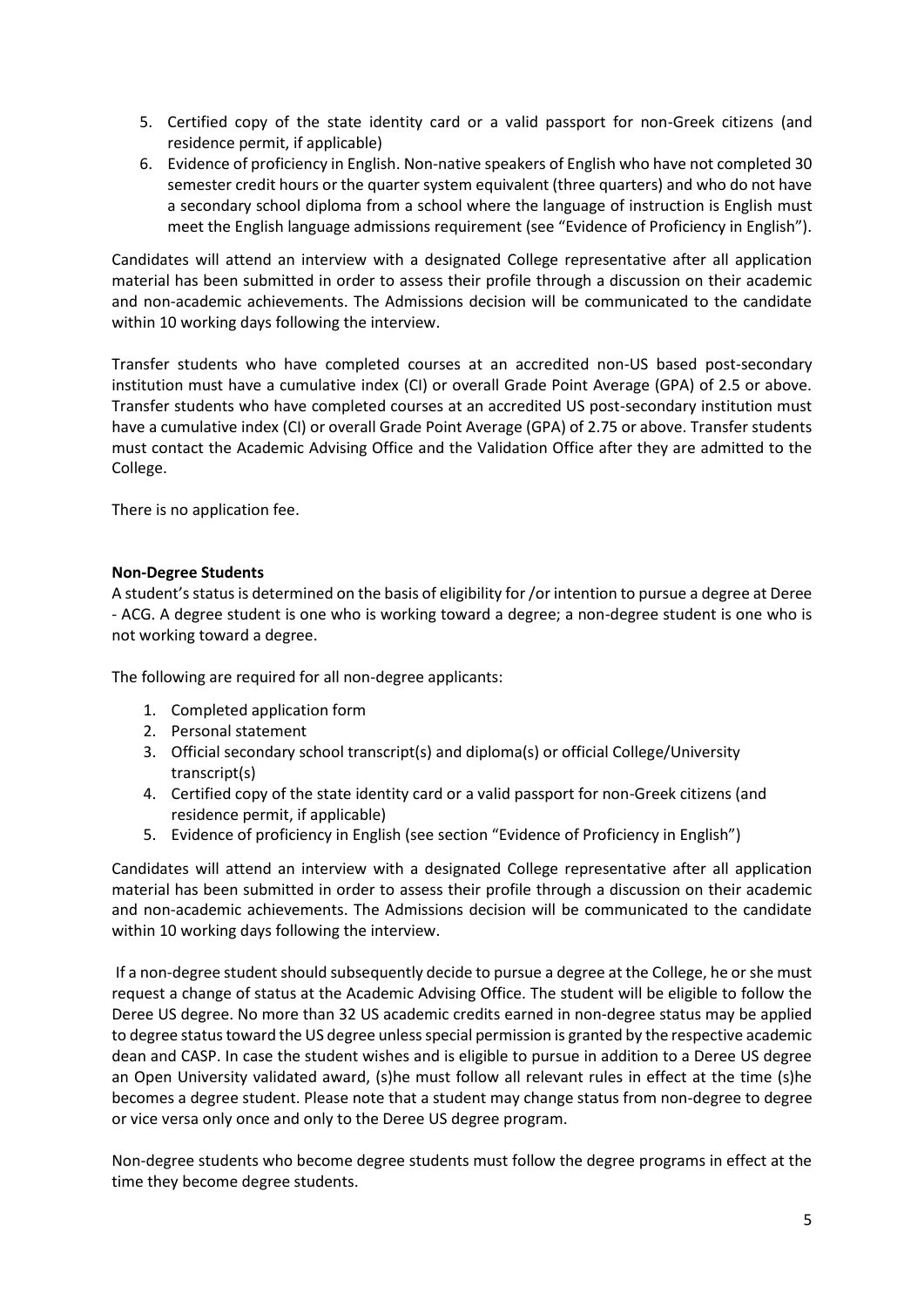5. Certified copy of the state identity card or a valid passport for non-Greek citizens (and residence permit, if applicable)
6. Evidence of proficiency in English. Non-native speakers of English who have not completed 30 semester credit hours or the quarter system equivalent (three quarters) and who do not have a secondary school diploma from a school where the language of instruction is English must meet the English language admissions requirement (see "Evidence of Proficiency in English").

Candidates will attend an interview with a designated College representative after all application material has been submitted in order to assess their profile through a discussion on their academic and non-academic achievements. The Admissions decision will be communicated to the candidate within 10 working days following the interview.

Transfer students who have completed courses at an accredited non-US based post-secondary institution must have a cumulative index (CI) or overall Grade Point Average (GPA) of 2.5 or above. Transfer students who have completed courses at an accredited US post-secondary institution must have a cumulative index (CI) or overall Grade Point Average (GPA) of 2.75 or above. Transfer students must contact the Academic Advising Office and the Validation Office after they are admitted to the College.

There is no application fee.

**Non-Degree Students**

A student's status is determined on the basis of eligibility for /or intention to pursue a degree at Deree - ACG. A degree student is one who is working toward a degree; a non-degree student is one who is not working toward a degree.

The following are required for all non-degree applicants:

1. Completed application form
2. Personal statement
3. Official secondary school transcript(s) and diploma(s) or official College/University transcript(s)
4. Certified copy of the state identity card or a valid passport for non-Greek citizens (and residence permit, if applicable)
5. Evidence of proficiency in English (see section "Evidence of Proficiency in English")

Candidates will attend an interview with a designated College representative after all application material has been submitted in order to assess their profile through a discussion on their academic and non-academic achievements. The Admissions decision will be communicated to the candidate within 10 working days following the interview.

If a non-degree student should subsequently decide to pursue a degree at the College, he or she must request a change of status at the Academic Advising Office. The student will be eligible to follow the Deree US degree. No more than 32 US academic credits earned in non-degree status may be applied to degree status toward the US degree unless special permission is granted by the respective academic dean and CASP. In case the student wishes and is eligible to pursue in addition to a Deree US degree an Open University validated award, (s)he must follow all relevant rules in effect at the time (s)he becomes a degree student. Please note that a student may change status from non-degree to degree or vice versa only once and only to the Deree US degree program.

Non-degree students who become degree students must follow the degree programs in effect at the time they become degree students.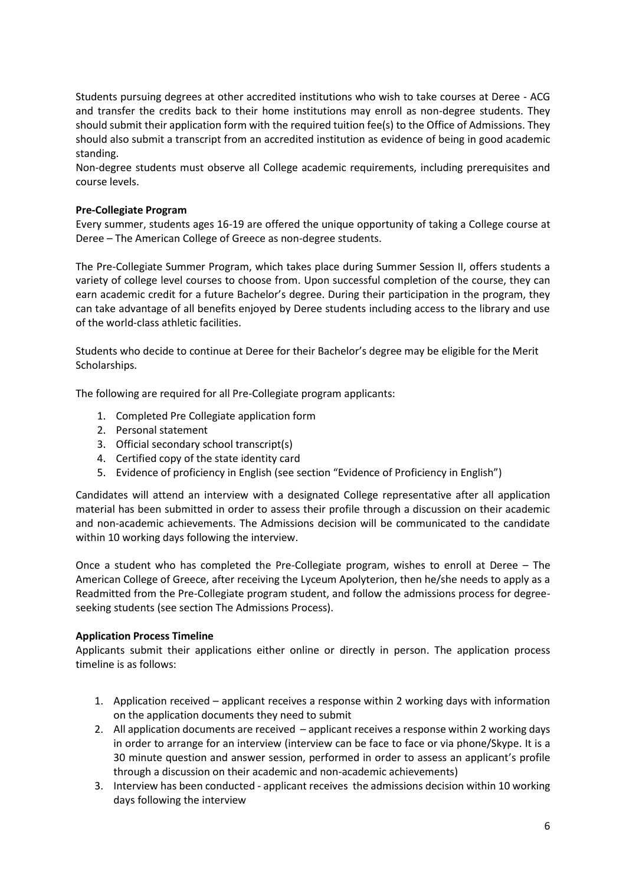Students pursuing degrees at other accredited institutions who wish to take courses at Deree - ACG and transfer the credits back to their home institutions may enroll as non-degree students. They should submit their application form with the required tuition fee(s) to the Office of Admissions. They should also submit a transcript from an accredited institution as evidence of being in good academic standing.

Non-degree students must observe all College academic requirements, including prerequisites and course levels.

**Pre-Collegiate Program**

Every summer, students ages 16-19 are offered the unique opportunity of taking a College course at Deree – The American College of Greece as non-degree students.

The Pre-Collegiate Summer Program, which takes place during Summer Session II, offers students a variety of college level courses to choose from. Upon successful completion of the course, they can earn academic credit for a future Bachelor's degree. During their participation in the program, they can take advantage of all benefits enjoyed by Deree students including access to the library and use of the world-class athletic facilities.

Students who decide to continue at Deree for their Bachelor's degree may be eligible for the Merit Scholarships.

The following are required for all Pre-Collegiate program applicants:

1. Completed Pre Collegiate application form
2. Personal statement
3. Official secondary school transcript(s)
4. Certified copy of the state identity card
5. Evidence of proficiency in English (see section "Evidence of Proficiency in English")

Candidates will attend an interview with a designated College representative after all application material has been submitted in order to assess their profile through a discussion on their academic and non-academic achievements. The Admissions decision will be communicated to the candidate within 10 working days following the interview.

Once a student who has completed the Pre-Collegiate program, wishes to enroll at Deree – The American College of Greece, after receiving the Lyceum Apolyterion, then he/she needs to apply as a Readmitted from the Pre-Collegiate program student, and follow the admissions process for degree-seeking students (see section The Admissions Process).

**Application Process Timeline**

Applicants submit their applications either online or directly in person. The application process timeline is as follows:

1. Application received – applicant receives a response within 2 working days with information on the application documents they need to submit
2. All application documents are received – applicant receives a response within 2 working days in order to arrange for an interview (interview can be face to face or via phone/Skype. It is a 30 minute question and answer session, performed in order to assess an applicant's profile through a discussion on their academic and non-academic achievements)
3. Interview has been conducted - applicant receives the admissions decision within 10 working days following the interview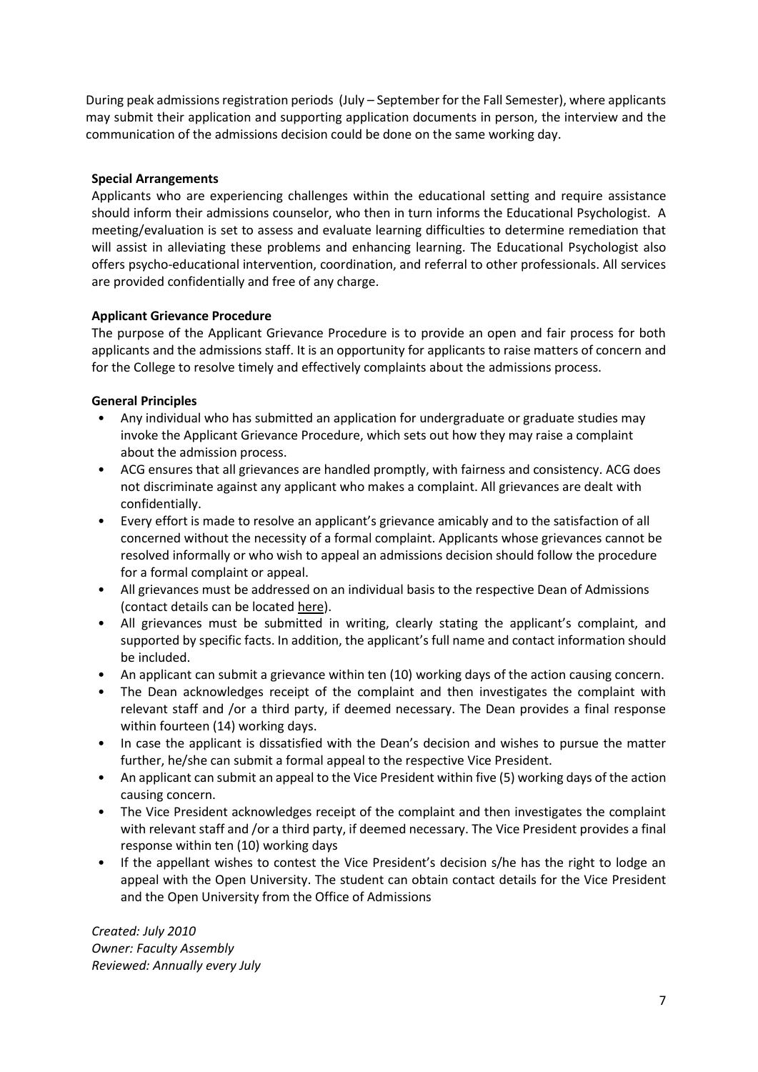During peak admissions registration periods (July – September for the Fall Semester), where applicants may submit their application and supporting application documents in person, the interview and the communication of the admissions decision could be done on the same working day.

**Special Arrangements**

Applicants who are experiencing challenges within the educational setting and require assistance should inform their admissions counselor, who then in turn informs the Educational Psychologist. A meeting/evaluation is set to assess and evaluate learning difficulties to determine remediation that will assist in alleviating these problems and enhancing learning. The Educational Psychologist also offers psycho-educational intervention, coordination, and referral to other professionals. All services are provided confidentially and free of any charge.

**Applicant Grievance Procedure**

The purpose of the Applicant Grievance Procedure is to provide an open and fair process for both applicants and the admissions staff. It is an opportunity for applicants to raise matters of concern and for the College to resolve timely and effectively complaints about the admissions process.

**General Principles**

- Any individual who has submitted an application for undergraduate or graduate studies may invoke the Applicant Grievance Procedure, which sets out how they may raise a complaint about the admission process.
- ACG ensures that all grievances are handled promptly, with fairness and consistency. ACG does not discriminate against any applicant who makes a complaint. All grievances are dealt with confidentially.
- Every effort is made to resolve an applicant's grievance amicably and to the satisfaction of all concerned without the necessity of a formal complaint. Applicants whose grievances cannot be resolved informally or who wish to appeal an admissions decision should follow the procedure for a formal complaint or appeal.
- All grievances must be addressed on an individual basis to the respective Dean of Admissions (contact details can be located here).
- All grievances must be submitted in writing, clearly stating the applicant's complaint, and supported by specific facts. In addition, the applicant's full name and contact information should be included.
- An applicant can submit a grievance within ten (10) working days of the action causing concern.
- The Dean acknowledges receipt of the complaint and then investigates the complaint with relevant staff and /or a third party, if deemed necessary. The Dean provides a final response within fourteen (14) working days.
- In case the applicant is dissatisfied with the Dean's decision and wishes to pursue the matter further, he/she can submit a formal appeal to the respective Vice President.
- An applicant can submit an appeal to the Vice President within five (5) working days of the action causing concern.
- The Vice President acknowledges receipt of the complaint and then investigates the complaint with relevant staff and /or a third party, if deemed necessary. The Vice President provides a final response within ten (10) working days
- If the appellant wishes to contest the Vice President's decision s/he has the right to lodge an appeal with the Open University. The student can obtain contact details for the Vice President and the Open University from the Office of Admissions

*Created: July 2010*
*Owner: Faculty Assembly*
*Reviewed: Annually every July*